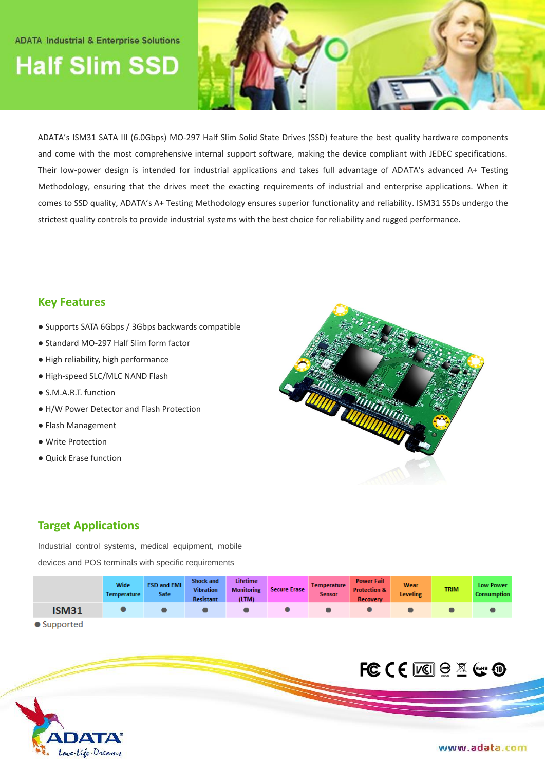ADATA Industrial & Enterprise Solutions

# Half Slim SSD

ADATA's ISM31 SATA III (6.0Gbps) MO-297 Half Slim Solid State Drives (SSD) feature the best quality hardware components and come with the most comprehensive internal support software, making the device compliant with JEDEC specifications. Their low-power design is intended for industrial applications and takes full advantage of ADATA's advanced A+ Testing Methodology, ensuring that the drives meet the exacting requirements of industrial and enterprise applications. When it comes to SSD quality, ADATA's A+ Testing Methodology ensures superior functionality and reliability. ISM31 SSDs undergo the strictest quality controls to provide industrial systems with the best choice for reliability and rugged performance.

## Key Features

- Supports SATA 6Gbps / 3Gbps backwards compatible
- Standard MO-297 Half Slim form factor
- High reliability, high performance
- High-speed SLC/MLC NAND Flash
- S.M.A.R.T. function
- H/W Power Detector and Flash Protection
- Flash Management
- Write Protection
- Quick Erase function

## Target Applications

Industrial control systems, medical equipment, mobile devices and POS terminals with specific requirements

| | Wide Temperature | ESD and EMI Safe | Shock and Vibration Resistant | Lifetime Monitoring (LTM) | Secure Erase | Temperature Sensor | Power Fail Protection & Recovery | Wear Leveling | TRIM | Low Power Consumption |
|---|---|---|---|---|---|---|---|---|---|---|
| ISM31 | ● | ● | ● | ● | ● | ● | ● | ● | ● | ● |

● Supported

www.adata.com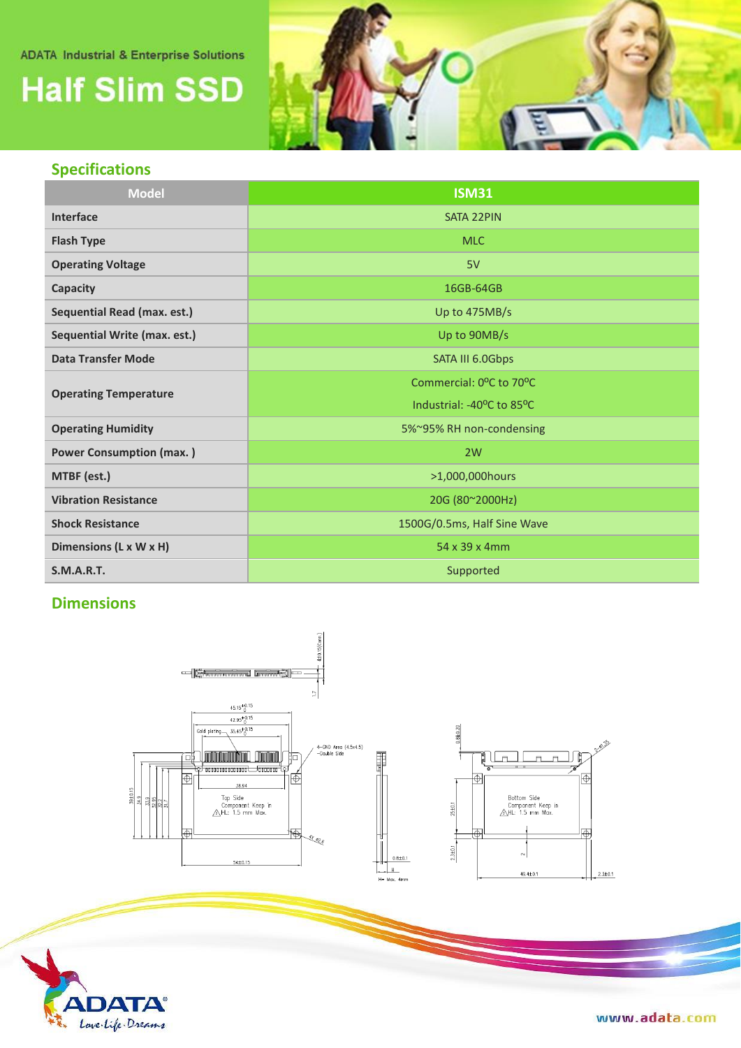ADATA Industrial & Enterprise Solutions

# Half Slim SSD

## Specifications

| Model | ISM31 |
|---|---|
| Interface | SATA 22PIN |
| Flash Type | MLC |
| Operating Voltage | 5V |
| Capacity | 16GB-64GB |
| Sequential Read (max. est.) | Up to 475MB/s |
| Sequential Write (max. est.) | Up to 90MB/s |
| Data Transfer Mode | SATA III 6.0Gbps |
| Operating Temperature | Commercial: 0ºC to 70ºC<br>Industrial: -40ºC to 85ºC |
| Operating Humidity | 5%~95% RH non-condensing |
| Power Consumption (max. ) | 2W |
| MTBF (est.) | >1,000,000hours |
| Vibration Resistance | 20G (80~2000Hz) |
| Shock Resistance | 1500G/0.5ms, Half Sine Wave |
| Dimensions (L x W x H) | 54 x 39 x 4mm |
| S.M.A.R.T. | Supported |

## Dimensions

www.adata.com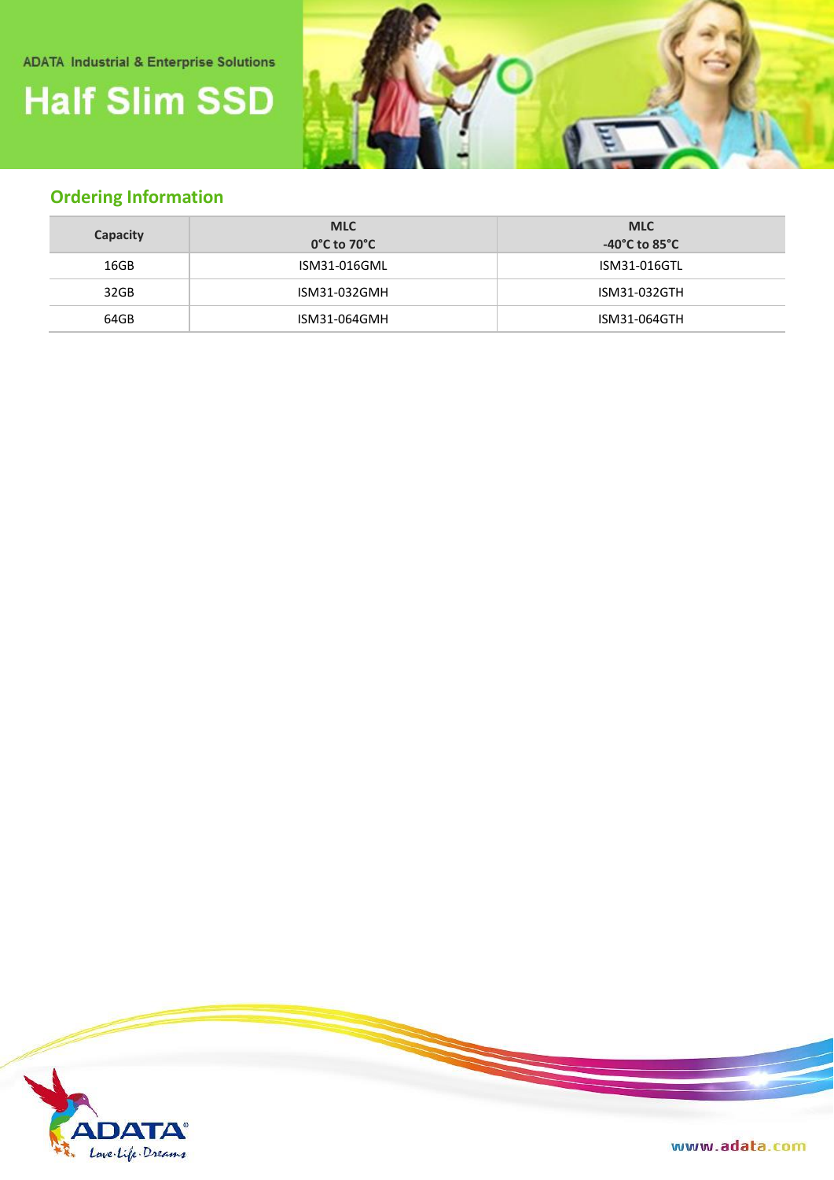## Ordering Information

| Capacity | MLC 0°C to 70°C | MLC -40°C to 85°C |
|---|---|---|
| 16GB | ISM31-016GML | ISM31-016GTL |
| 32GB | ISM31-032GMH | ISM31-032GTH |
| 64GB | ISM31-064GMH | ISM31-064GTH |